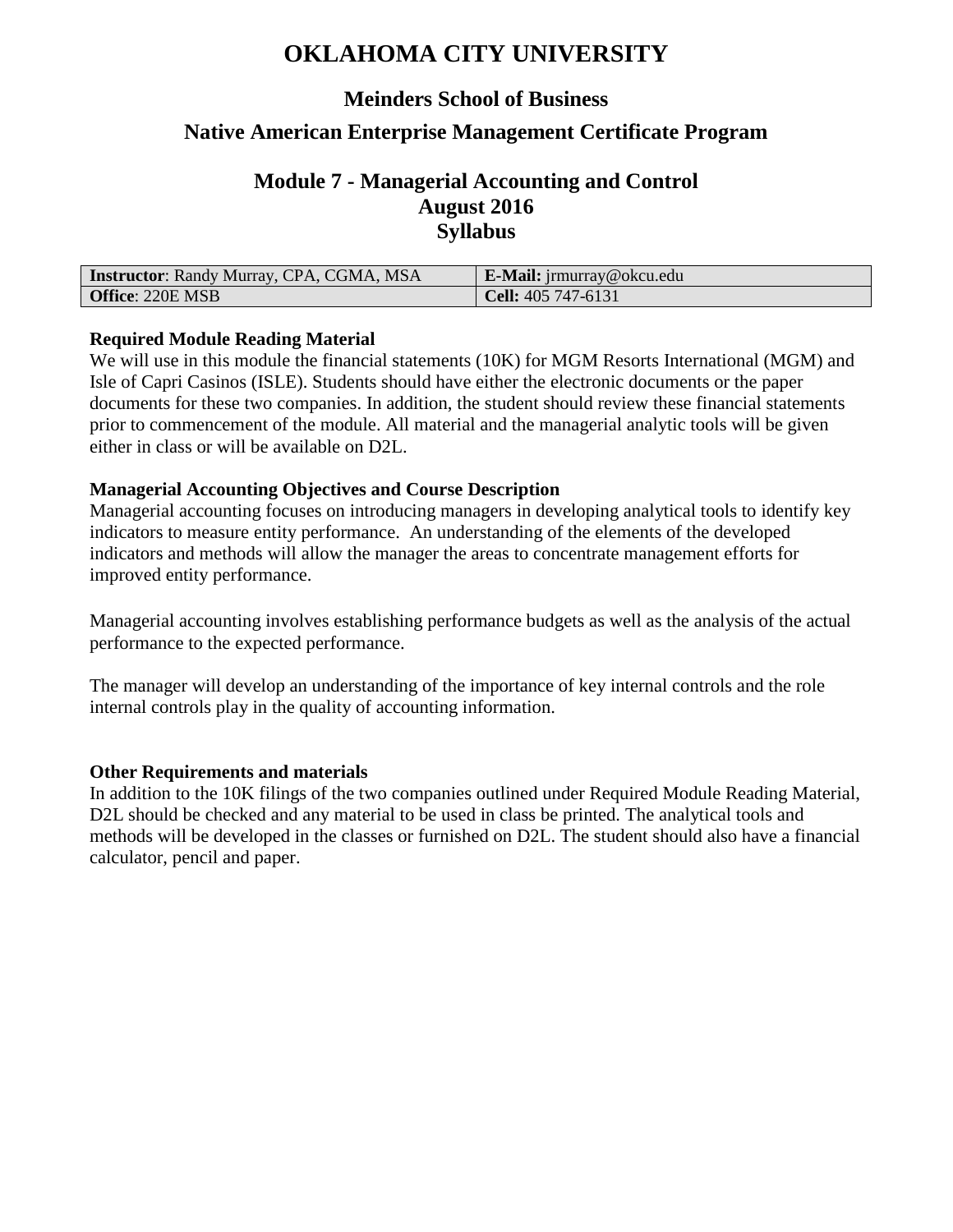# OKLAHOMA CITY UNIVERSITY

## Meinders School of Business

## Native American Enterprise Management Certificate Program

### Module 7 - Managerial Accounting and Control
### August 2016
### Syllabus

| **Instructor**: Randy Murray, CPA, CGMA, MSA | **E-Mail:** jrmurray@okcu.edu |
|---|---|
| **Office**: 220E MSB | **Cell:** 405 747-6131 |

**Required Module Reading Material**

We will use in this module the financial statements (10K) for MGM Resorts International (MGM) and Isle of Capri Casinos (ISLE). Students should have either the electronic documents or the paper documents for these two companies. In addition, the student should review these financial statements prior to commencement of the module. All material and the managerial analytic tools will be given either in class or will be available on D2L.

**Managerial Accounting Objectives and Course Description**

Managerial accounting focuses on introducing managers in developing analytical tools to identify key indicators to measure entity performance. An understanding of the elements of the developed indicators and methods will allow the manager the areas to concentrate management efforts for improved entity performance.

Managerial accounting involves establishing performance budgets as well as the analysis of the actual performance to the expected performance.

The manager will develop an understanding of the importance of key internal controls and the role internal controls play in the quality of accounting information.

**Other Requirements and materials**

In addition to the 10K filings of the two companies outlined under Required Module Reading Material, D2L should be checked and any material to be used in class be printed. The analytical tools and methods will be developed in the classes or furnished on D2L. The student should also have a financial calculator, pencil and paper.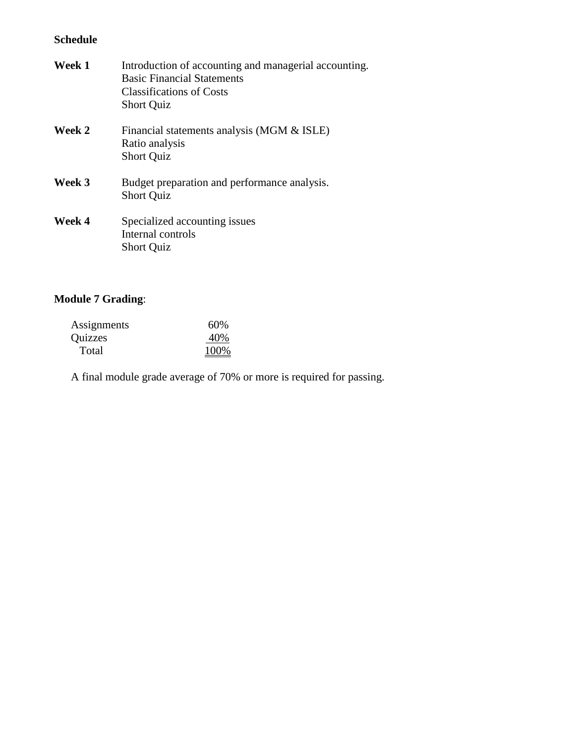**Schedule**

| | |
|---|---|
| **Week 1** | Introduction of accounting and managerial accounting.<br>Basic Financial Statements<br>Classifications of Costs<br>Short Quiz |
| **Week 2** | Financial statements analysis (MGM & ISLE)<br>Ratio analysis<br>Short Quiz |
| **Week 3** | Budget preparation and performance analysis.<br>Short Quiz |
| **Week 4** | Specialized accounting issues<br>Internal controls<br>Short Quiz |

**Module 7 Grading**:

| | |
|---|---|
| Assignments | 60% |
| Quizzes | 40% |
| Total | 100% |

A final module grade average of 70% or more is required for passing.